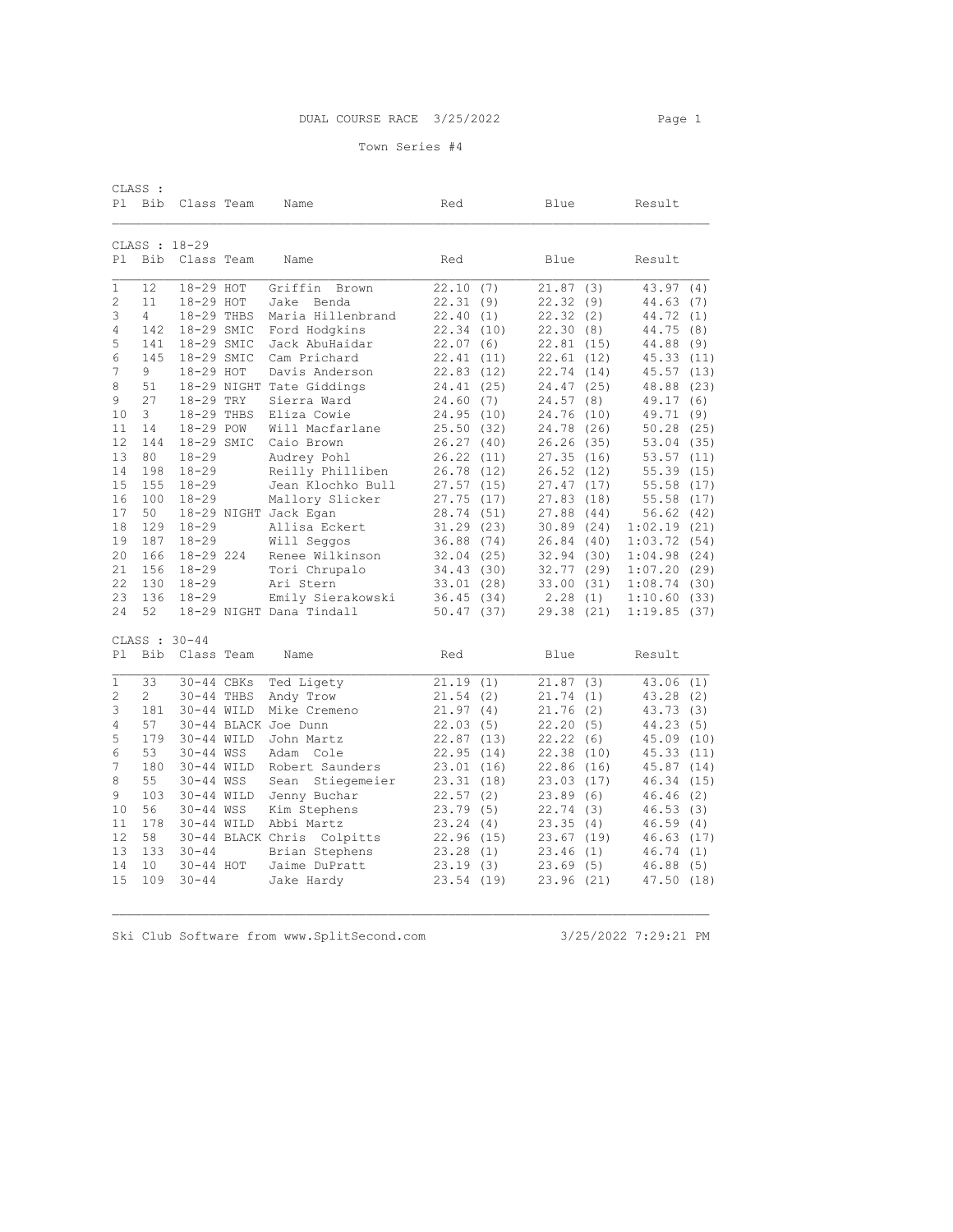DUAL COURSE RACE 3/25/2022

Town Series #4

CLASS :

| Pl | Bib | Class | Team | Name | Red | Blue | Result |
|---|---|---|---|---|---|---|---|

## CLASS : 18-29

| Pl | Bib | Class | Team | Name | Red | Blue | Result |
|---|---|---|---|---|---|---|---|
| 1 | 12 | 18-29 | HOT | Griffin Brown | 22.10 (7) | 21.87 (3) | 43.97 (4) |
| 2 | 11 | 18-29 | HOT | Jake Benda | 22.31 (9) | 22.32 (9) | 44.63 (7) |
| 3 | 4 | 18-29 | THBS | Maria Hillenbrand | 22.40 (1) | 22.32 (2) | 44.72 (1) |
| 4 | 142 | 18-29 | SMIC | Ford Hodgkins | 22.34 (10) | 22.30 (8) | 44.75 (8) |
| 5 | 141 | 18-29 | SMIC | Jack AbuHaidar | 22.07 (6) | 22.81 (15) | 44.88 (9) |
| 6 | 145 | 18-29 | SMIC | Cam Prichard | 22.41 (11) | 22.61 (12) | 45.33 (11) |
| 7 | 9 | 18-29 | HOT | Davis Anderson | 22.83 (12) | 22.74 (14) | 45.57 (13) |
| 8 | 51 | 18-29 | NIGHT | Tate Giddings | 24.41 (25) | 24.47 (25) | 48.88 (23) |
| 9 | 27 | 18-29 | TRY | Sierra Ward | 24.60 (7) | 24.57 (8) | 49.17 (6) |
| 10 | 3 | 18-29 | THBS | Eliza Cowie | 24.95 (10) | 24.76 (10) | 49.71 (9) |
| 11 | 14 | 18-29 | POW | Will Macfarlane | 25.50 (32) | 24.78 (26) | 50.28 (25) |
| 12 | 144 | 18-29 | SMIC | Caio Brown | 26.27 (40) | 26.26 (35) | 53.04 (35) |
| 13 | 80 | 18-29 | | Audrey Pohl | 26.22 (11) | 27.35 (16) | 53.57 (11) |
| 14 | 198 | 18-29 | | Reilly Philliben | 26.78 (12) | 26.52 (12) | 55.39 (15) |
| 15 | 155 | 18-29 | | Jean Klochko Bull | 27.57 (15) | 27.47 (17) | 55.58 (17) |
| 16 | 100 | 18-29 | | Mallory Slicker | 27.75 (17) | 27.83 (18) | 55.58 (17) |
| 17 | 50 | 18-29 | NIGHT | Jack Egan | 28.74 (51) | 27.88 (44) | 56.62 (42) |
| 18 | 129 | 18-29 | | Allisa Eckert | 31.29 (23) | 30.89 (24) | 1:02.19 (21) |
| 19 | 187 | 18-29 | | Will Seggos | 36.88 (74) | 26.84 (40) | 1:03.72 (54) |
| 20 | 166 | 18-29 | 224 | Renee Wilkinson | 32.04 (25) | 32.94 (30) | 1:04.98 (24) |
| 21 | 156 | 18-29 | | Tori Chrupalo | 34.43 (30) | 32.77 (29) | 1:07.20 (29) |
| 22 | 130 | 18-29 | | Ari Stern | 33.01 (28) | 33.00 (31) | 1:08.74 (30) |
| 23 | 136 | 18-29 | | Emily Sierakowski | 36.45 (34) | 2.28 (1) | 1:10.60 (33) |
| 24 | 52 | 18-29 | NIGHT | Dana Tindall | 50.47 (37) | 29.38 (21) | 1:19.85 (37) |

## CLASS : 30-44

| Pl | Bib | Class | Team | Name | Red | Blue | Result |
|---|---|---|---|---|---|---|---|
| 1 | 33 | 30-44 | CBKs | Ted Ligety | 21.19 (1) | 21.87 (3) | 43.06 (1) |
| 2 | 2 | 30-44 | THBS | Andy Trow | 21.54 (2) | 21.74 (1) | 43.28 (2) |
| 3 | 181 | 30-44 | WILD | Mike Cremeno | 21.97 (4) | 21.76 (2) | 43.73 (3) |
| 4 | 57 | 30-44 | BLACK | Joe Dunn | 22.03 (5) | 22.20 (5) | 44.23 (5) |
| 5 | 179 | 30-44 | WILD | John Martz | 22.87 (13) | 22.22 (6) | 45.09 (10) |
| 6 | 53 | 30-44 | WSS | Adam Cole | 22.95 (14) | 22.38 (10) | 45.33 (11) |
| 7 | 180 | 30-44 | WILD | Robert Saunders | 23.01 (16) | 22.86 (16) | 45.87 (14) |
| 8 | 55 | 30-44 | WSS | Sean Stiegemeier | 23.31 (18) | 23.03 (17) | 46.34 (15) |
| 9 | 103 | 30-44 | WILD | Jenny Buchar | 22.57 (2) | 23.89 (6) | 46.46 (2) |
| 10 | 56 | 30-44 | WSS | Kim Stephens | 23.79 (5) | 22.74 (3) | 46.53 (3) |
| 11 | 178 | 30-44 | WILD | Abbi Martz | 23.24 (4) | 23.35 (4) | 46.59 (4) |
| 12 | 58 | 30-44 | BLACK | Chris Colpitts | 22.96 (15) | 23.67 (19) | 46.63 (17) |
| 13 | 133 | 30-44 | | Brian Stephens | 23.28 (1) | 23.46 (1) | 46.74 (1) |
| 14 | 10 | 30-44 | HOT | Jaime DuPratt | 23.19 (3) | 23.69 (5) | 46.88 (5) |
| 15 | 109 | 30-44 | | Jake Hardy | 23.54 (19) | 23.96 (21) | 47.50 (18) |

Ski Club Software from www.SplitSecond.com 3/25/2022 7:29:21 PM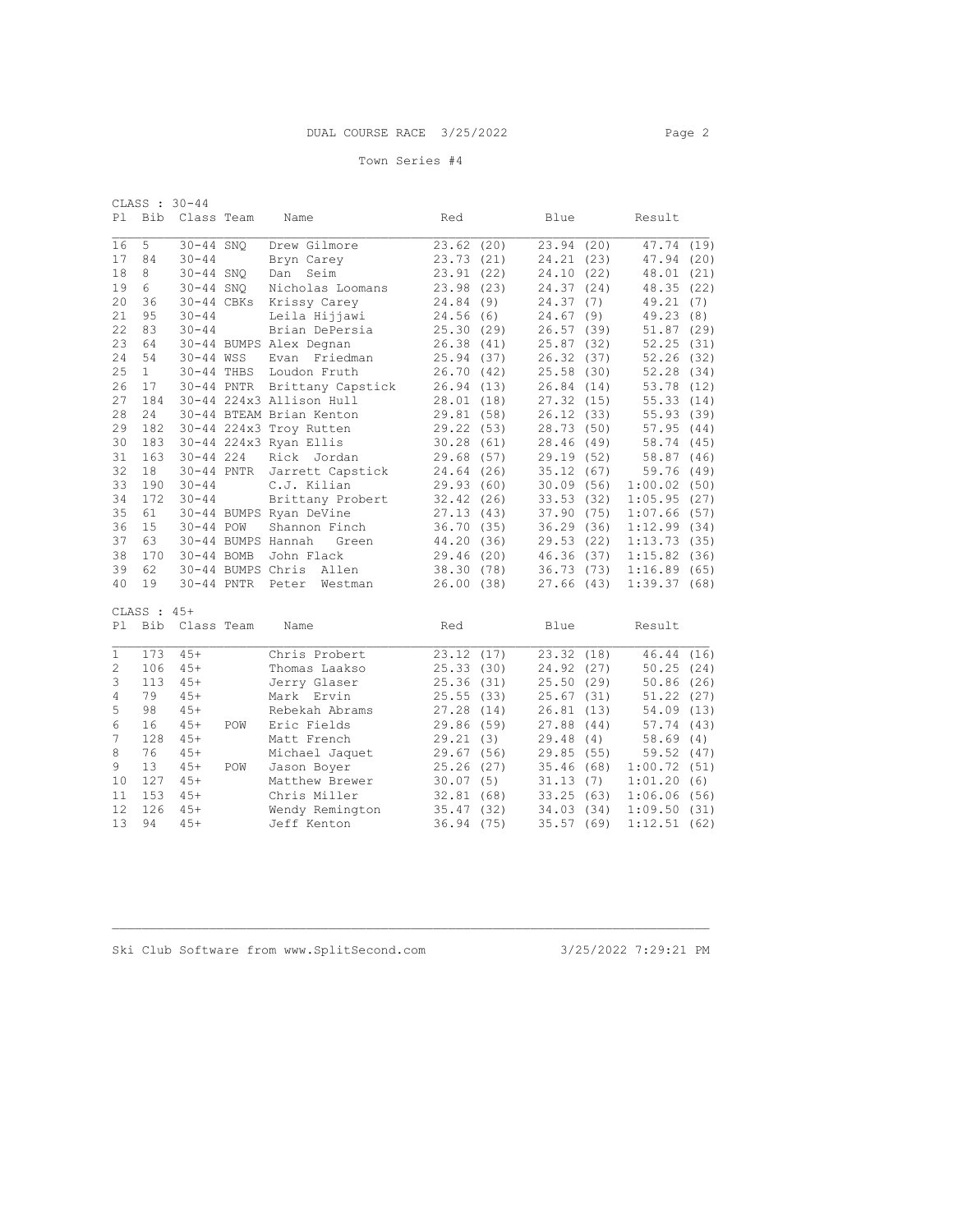DUAL COURSE RACE 3/25/2022

Town Series #4

CLASS : 30-44

| Pl | Bib | Class | Team | Name | Red | Blue | Result |
|---|---|---|---|---|---|---|---|
| 16 | 5 | 30-44 | SNQ | Drew Gilmore | 23.62 (20) | 23.94 (20) | 47.74 (19) |
| 17 | 84 | 30-44 | | Bryn Carey | 23.73 (21) | 24.21 (23) | 47.94 (20) |
| 18 | 8 | 30-44 | SNQ | Dan Seim | 23.91 (22) | 24.10 (22) | 48.01 (21) |
| 19 | 6 | 30-44 | SNQ | Nicholas Loomans | 23.98 (23) | 24.37 (24) | 48.35 (22) |
| 20 | 36 | 30-44 | CBKs | Krissy Carey | 24.84 (9) | 24.37 (7) | 49.21 (7) |
| 21 | 95 | 30-44 | | Leila Hijjawi | 24.56 (6) | 24.67 (9) | 49.23 (8) |
| 22 | 83 | 30-44 | | Brian DePersia | 25.30 (29) | 26.57 (39) | 51.87 (29) |
| 23 | 64 | 30-44 | BUMPS | Alex Degnan | 26.38 (41) | 25.87 (32) | 52.25 (31) |
| 24 | 54 | 30-44 | WSS | Evan Friedman | 25.94 (37) | 26.32 (37) | 52.26 (32) |
| 25 | 1 | 30-44 | THBS | Loudon Fruth | 26.70 (42) | 25.58 (30) | 52.28 (34) |
| 26 | 17 | 30-44 | PNTR | Brittany Capstick | 26.94 (13) | 26.84 (14) | 53.78 (12) |
| 27 | 184 | 30-44 | 224x3 | Allison Hull | 28.01 (18) | 27.32 (15) | 55.33 (14) |
| 28 | 24 | 30-44 | BTEAM | Brian Kenton | 29.81 (58) | 26.12 (33) | 55.93 (39) |
| 29 | 182 | 30-44 | 224x3 | Troy Rutten | 29.22 (53) | 28.73 (50) | 57.95 (44) |
| 30 | 183 | 30-44 | 224x3 | Ryan Ellis | 30.28 (61) | 28.46 (49) | 58.74 (45) |
| 31 | 163 | 30-44 | 224 | Rick Jordan | 29.68 (57) | 29.19 (52) | 58.87 (46) |
| 32 | 18 | 30-44 | PNTR | Jarrett Capstick | 24.64 (26) | 35.12 (67) | 59.76 (49) |
| 33 | 190 | 30-44 | | C.J. Kilian | 29.93 (60) | 30.09 (56) | 1:00.02 (50) |
| 34 | 172 | 30-44 | | Brittany Probert | 32.42 (26) | 33.53 (32) | 1:05.95 (27) |
| 35 | 61 | 30-44 | BUMPS | Ryan DeVine | 27.13 (43) | 37.90 (75) | 1:07.66 (57) |
| 36 | 15 | 30-44 | POW | Shannon Finch | 36.70 (35) | 36.29 (36) | 1:12.99 (34) |
| 37 | 63 | 30-44 | BUMPS | Hannah Green | 44.20 (36) | 29.53 (22) | 1:13.73 (35) |
| 38 | 170 | 30-44 | BOMB | John Flack | 29.46 (20) | 46.36 (37) | 1:15.82 (36) |
| 39 | 62 | 30-44 | BUMPS | Chris Allen | 38.30 (78) | 36.73 (73) | 1:16.89 (65) |
| 40 | 19 | 30-44 | PNTR | Peter Westman | 26.00 (38) | 27.66 (43) | 1:39.37 (68) |

CLASS : 45+

| Pl | Bib | Class | Team | Name | Red | Blue | Result |
|---|---|---|---|---|---|---|---|
| 1 | 173 | 45+ | | Chris Probert | 23.12 (17) | 23.32 (18) | 46.44 (16) |
| 2 | 106 | 45+ | | Thomas Laakso | 25.33 (30) | 24.92 (27) | 50.25 (24) |
| 3 | 113 | 45+ | | Jerry Glaser | 25.36 (31) | 25.50 (29) | 50.86 (26) |
| 4 | 79 | 45+ | | Mark Ervin | 25.55 (33) | 25.67 (31) | 51.22 (27) |
| 5 | 98 | 45+ | | Rebekah Abrams | 27.28 (14) | 26.81 (13) | 54.09 (13) |
| 6 | 16 | 45+ | POW | Eric Fields | 29.86 (59) | 27.88 (44) | 57.74 (43) |
| 7 | 128 | 45+ | | Matt French | 29.21 (3) | 29.48 (4) | 58.69 (4) |
| 8 | 76 | 45+ | | Michael Jaquet | 29.67 (56) | 29.85 (55) | 59.52 (47) |
| 9 | 13 | 45+ | POW | Jason Boyer | 25.26 (27) | 35.46 (68) | 1:00.72 (51) |
| 10 | 127 | 45+ | | Matthew Brewer | 30.07 (5) | 31.13 (7) | 1:01.20 (6) |
| 11 | 153 | 45+ | | Chris Miller | 32.81 (68) | 33.25 (63) | 1:06.06 (56) |
| 12 | 126 | 45+ | | Wendy Remington | 35.47 (32) | 34.03 (34) | 1:09.50 (31) |
| 13 | 94 | 45+ | | Jeff Kenton | 36.94 (75) | 35.57 (69) | 1:12.51 (62) |

Ski Club Software from www.SplitSecond.com 3/25/2022 7:29:21 PM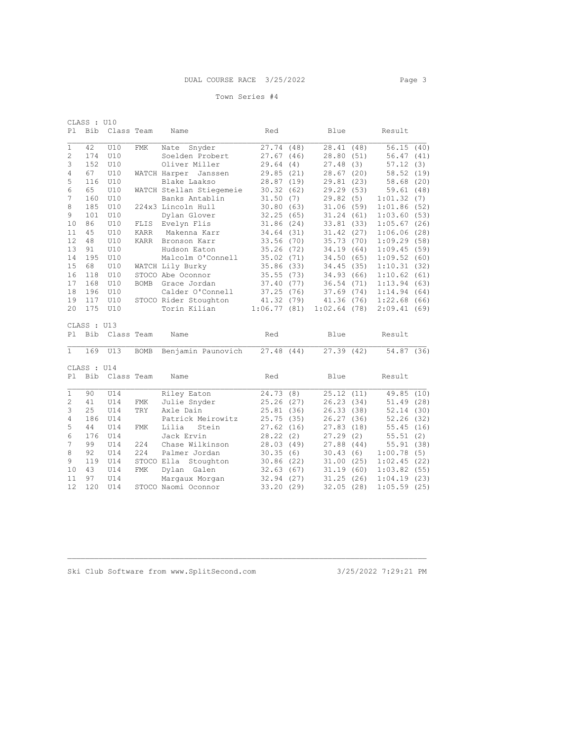DUAL COURSE RACE 3/25/2022

Town Series #4

CLASS : U10

| Pl | Bib | Class | Team | Name | Red | Blue | Result |
|---|---|---|---|---|---|---|---|
| 1 | 42 | U10 | FMK | Nate Snyder | 27.74 (48) | 28.41 (48) | 56.15 (40) |
| 2 | 174 | U10 | | Soelden Probert | 27.67 (46) | 28.80 (51) | 56.47 (41) |
| 3 | 152 | U10 | | Oliver Miller | 29.64 (4) | 27.48 (3) | 57.12 (3) |
| 4 | 67 | U10 | WATCH | Harper Janssen | 29.85 (21) | 28.67 (20) | 58.52 (19) |
| 5 | 116 | U10 | | Blake Laakso | 28.87 (19) | 29.81 (23) | 58.68 (20) |
| 6 | 65 | U10 | WATCH | Stellan Stiegemeie | 30.32 (62) | 29.29 (53) | 59.61 (48) |
| 7 | 160 | U10 | | Banks Antablin | 31.50 (7) | 29.82 (5) | 1:01.32 (7) |
| 8 | 185 | U10 | 224x3 | Lincoln Hull | 30.80 (63) | 31.06 (59) | 1:01.86 (52) |
| 9 | 101 | U10 | | Dylan Glover | 32.25 (65) | 31.24 (61) | 1:03.60 (53) |
| 10 | 86 | U10 | FLIS | Evelyn Flis | 31.86 (24) | 33.81 (33) | 1:05.67 (26) |
| 11 | 45 | U10 | KARR | Makenna Karr | 34.64 (31) | 31.42 (27) | 1:06.06 (28) |
| 12 | 48 | U10 | KARR | Bronson Karr | 33.56 (70) | 35.73 (70) | 1:09.29 (58) |
| 13 | 91 | U10 | | Hudson Eaton | 35.26 (72) | 34.19 (64) | 1:09.45 (59) |
| 14 | 195 | U10 | | Malcolm O'Connell | 35.02 (71) | 34.50 (65) | 1:09.52 (60) |
| 15 | 68 | U10 | WATCH | Lily Burky | 35.86 (33) | 34.45 (35) | 1:10.31 (32) |
| 16 | 118 | U10 | STOCO | Abe Oconnor | 35.55 (73) | 34.93 (66) | 1:10.62 (61) |
| 17 | 168 | U10 | BOMB | Grace Jordan | 37.40 (77) | 36.54 (71) | 1:13.94 (63) |
| 18 | 196 | U10 | | Calder O'Connell | 37.25 (76) | 37.69 (74) | 1:14.94 (64) |
| 19 | 117 | U10 | STOCO | Rider Stoughton | 41.32 (79) | 41.36 (76) | 1:22.68 (66) |
| 20 | 175 | U10 | | Torin Kilian | 1:06.77 (81) | 1:02.64 (78) | 2:09.41 (69) |

CLASS : U13

| Pl | Bib | Class | Team | Name | Red | Blue | Result |
|---|---|---|---|---|---|---|---|
| 1 | 169 | U13 | BOMB | Benjamin Paunovich | 27.48 (44) | 27.39 (42) | 54.87 (36) |

CLASS : U14

| Pl | Bib | Class | Team | Name | Red | Blue | Result |
|---|---|---|---|---|---|---|---|
| 1 | 90 | U14 | | Riley Eaton | 24.73 (8) | 25.12 (11) | 49.85 (10) |
| 2 | 41 | U14 | FMK | Julie Snyder | 25.26 (27) | 26.23 (34) | 51.49 (28) |
| 3 | 25 | U14 | TRY | Axle Dain | 25.81 (36) | 26.33 (38) | 52.14 (30) |
| 4 | 186 | U14 | | Patrick Meirowitz | 25.75 (35) | 26.27 (36) | 52.26 (32) |
| 5 | 44 | U14 | FMK | Lilia Stein | 27.62 (16) | 27.83 (18) | 55.45 (16) |
| 6 | 176 | U14 | | Jack Ervin | 28.22 (2) | 27.29 (2) | 55.51 (2) |
| 7 | 99 | U14 | 224 | Chase Wilkinson | 28.03 (49) | 27.88 (44) | 55.91 (38) |
| 8 | 92 | U14 | 224 | Palmer Jordan | 30.35 (6) | 30.43 (6) | 1:00.78 (5) |
| 9 | 119 | U14 | STOCO | Ella Stoughton | 30.86 (22) | 31.00 (25) | 1:02.45 (22) |
| 10 | 43 | U14 | FMK | Dylan Galen | 32.63 (67) | 31.19 (60) | 1:03.82 (55) |
| 11 | 97 | U14 | | Margaux Morgan | 32.94 (27) | 31.25 (26) | 1:04.19 (23) |
| 12 | 120 | U14 | STOCO | Naomi Oconnor | 33.20 (29) | 32.05 (28) | 1:05.59 (25) |

Ski Club Software from www.SplitSecond.com 3/25/2022 7:29:21 PM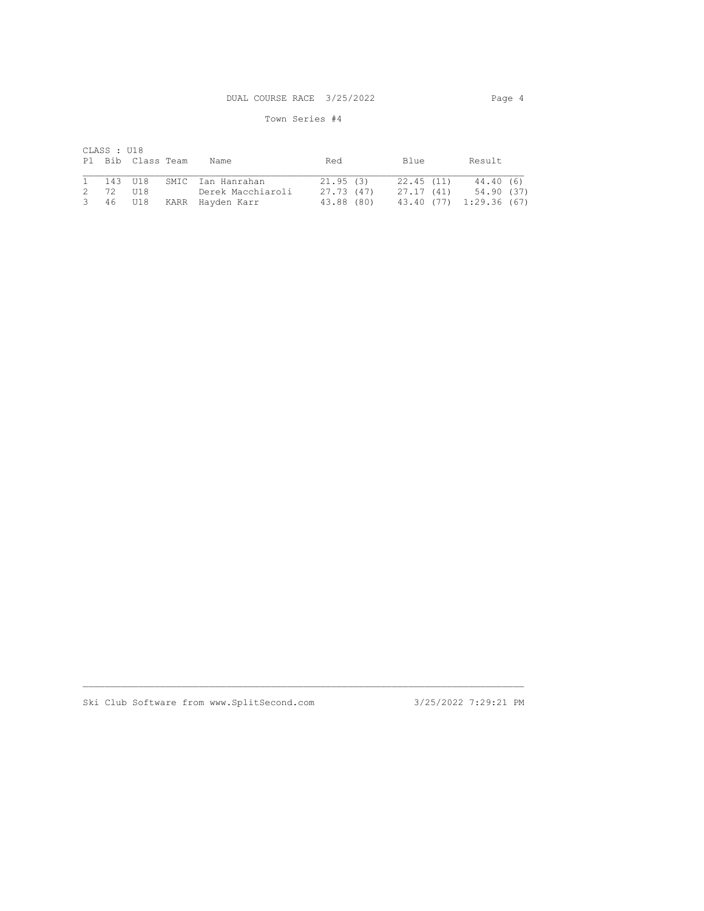DUAL COURSE RACE 3/25/2022

Town Series #4

CLASS : U18

| Pl | Bib | Class | Team | Name | Red | Blue | Result |
|---|---|---|---|---|---|---|---|
| 1 | 143 | U18 | SMIC | Ian Hanrahan | 21.95 (3) | 22.45 (11) | 44.40 (6) |
| 2 | 72 | U18 | | Derek Macchiaroli | 27.73 (47) | 27.17 (41) | 54.90 (37) |
| 3 | 46 | U18 | KARR | Hayden Karr | 43.88 (80) | 43.40 (77) | 1:29.36 (67) |

Ski Club Software from www.SplitSecond.com 3/25/2022 7:29:21 PM